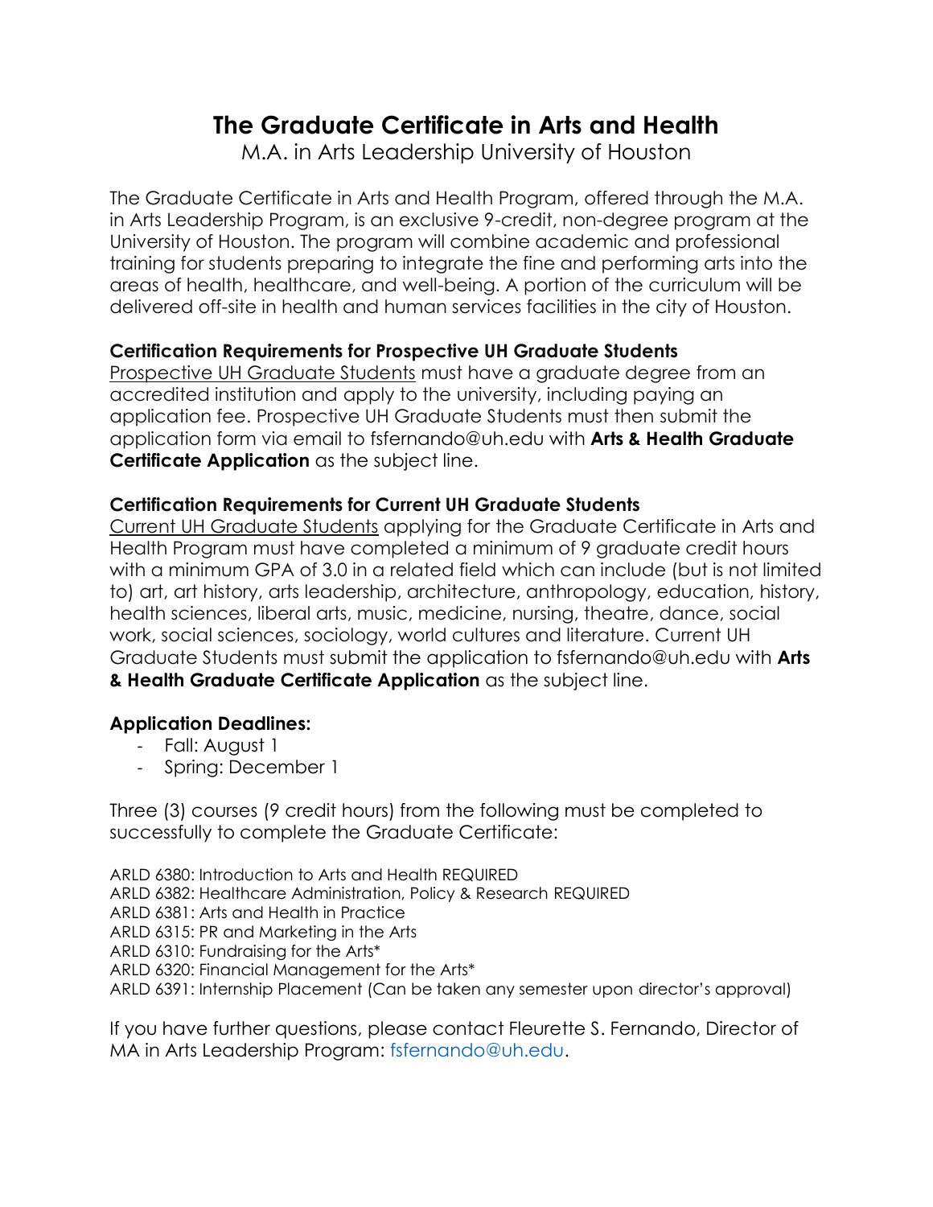# The Graduate Certificate in Arts and Health

M.A. in Arts Leadership University of Houston

The Graduate Certificate in Arts and Health Program, offered through the M.A. in Arts Leadership Program, is an exclusive 9-credit, non-degree program at the University of Houston. The program will combine academic and professional training for students preparing to integrate the fine and performing arts into the areas of health, healthcare, and well-being. A portion of the curriculum will be delivered off-site in health and human services facilities in the city of Houston.

**Certification Requirements for Prospective UH Graduate Students**

Prospective UH Graduate Students must have a graduate degree from an accredited institution and apply to the university, including paying an application fee. Prospective UH Graduate Students must then submit the application form via email to fsfernando@uh.edu with **Arts & Health Graduate Certificate Application** as the subject line.

**Certification Requirements for Current UH Graduate Students**

Current UH Graduate Students applying for the Graduate Certificate in Arts and Health Program must have completed a minimum of 9 graduate credit hours with a minimum GPA of 3.0 in a related field which can include (but is not limited to) art, art history, arts leadership, architecture, anthropology, education, history, health sciences, liberal arts, music, medicine, nursing, theatre, dance, social work, social sciences, sociology, world cultures and literature. Current UH Graduate Students must submit the application to fsfernando@uh.edu with **Arts & Health Graduate Certificate Application** as the subject line.

**Application Deadlines:**

- Fall: August 1
- Spring: December 1

Three (3) courses (9 credit hours) from the following must be completed to successfully to complete the Graduate Certificate:

ARLD 6380: Introduction to Arts and Health REQUIRED
ARLD 6382: Healthcare Administration, Policy & Research REQUIRED
ARLD 6381: Arts and Health in Practice
ARLD 6315: PR and Marketing in the Arts
ARLD 6310: Fundraising for the Arts*
ARLD 6320: Financial Management for the Arts*
ARLD 6391: Internship Placement (Can be taken any semester upon director's approval)

If you have further questions, please contact Fleurette S. Fernando, Director of MA in Arts Leadership Program: fsfernando@uh.edu.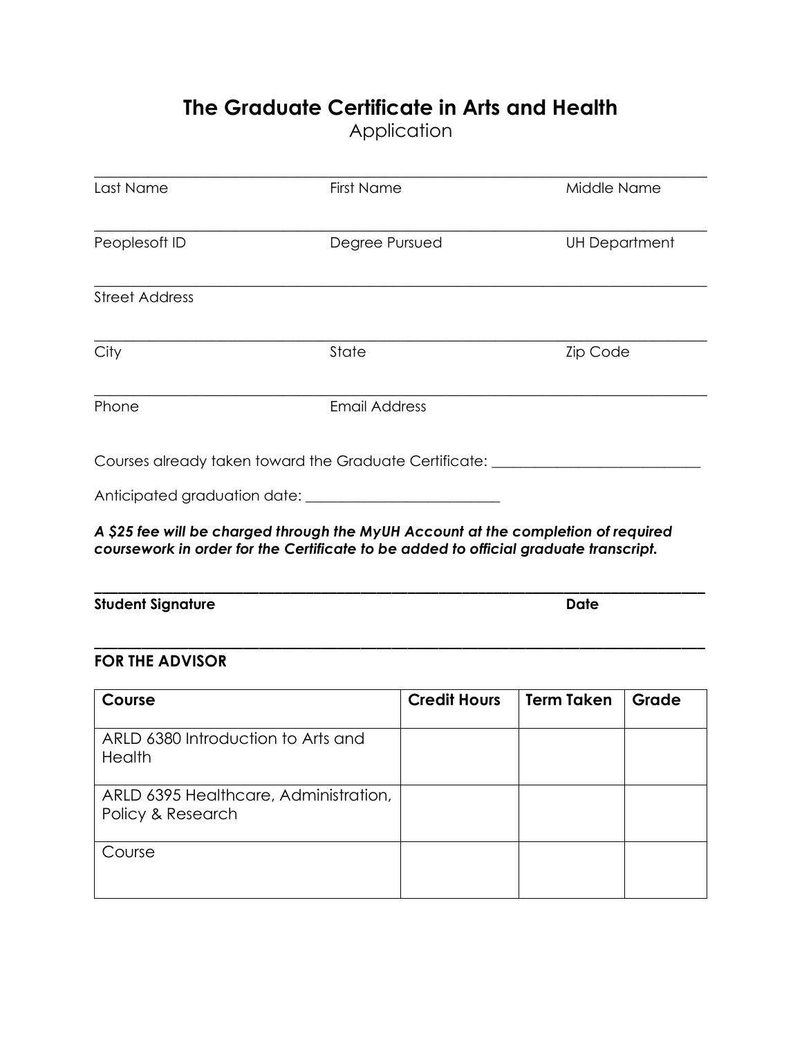# The Graduate Certificate in Arts and Health

Application

| | | |
|---|---|---|
| Last Name | First Name | Middle Name |
| Peoplesoft ID | Degree Pursued | UH Department |
| Street Address | | |
| City | State | Zip Code |
| Phone | Email Address | |

Courses already taken toward the Graduate Certificate: ___________________________

Anticipated graduation date: _________________________

***A $25 fee will be charged through the MyUH Account at the completion of required coursework in order for the Certificate to be added to official graduate transcript.***

________________________________________________________________________________

**Student Signature** **Date**

________________________________________________________________________________

**FOR THE ADVISOR**

| **Course** | **Credit Hours** | **Term Taken** | **Grade** |
|---|---|---|---|
| ARLD 6380 Introduction to Arts and Health | | | |
| ARLD 6395 Healthcare, Administration, Policy & Research | | | |
| Course | | | |